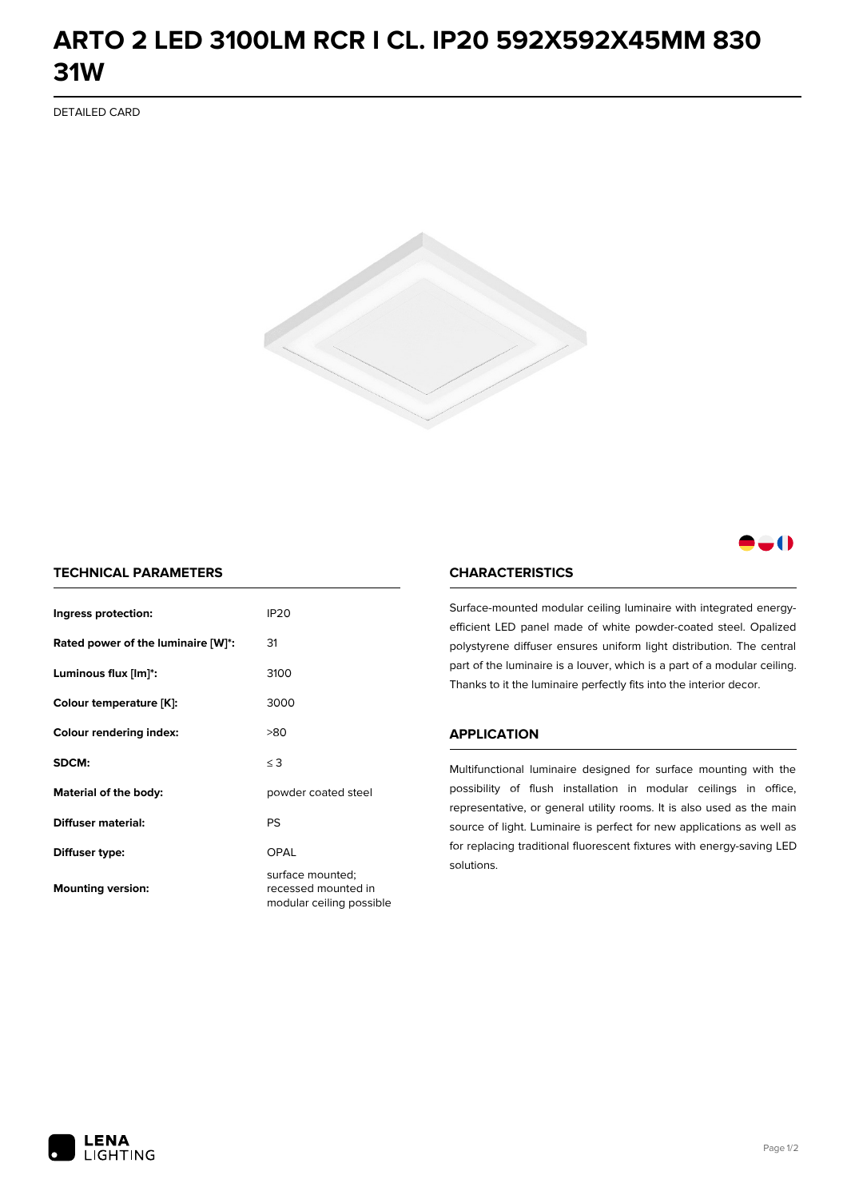# ARTO 2 LED 3100LM RCR I CL. IP20 592X592X45MM 830 31W

DETAILED CARD

## TECHNICAL PARAMETERS

| | |
|---|---|
| **Ingress protection:** | IP20 |
| **Rated power of the luminaire [W]*:** | 31 |
| **Luminous flux [lm]*:** | 3100 |
| **Colour temperature [K]:** | 3000 |
| **Colour rendering index:** | >80 |
| **SDCM:** | ≤ 3 |
| **Material of the body:** | powder coated steel |
| **Diffuser material:** | PS |
| **Diffuser type:** | OPAL |
| **Mounting version:** | surface mounted; recessed mounted in modular ceiling possible |

## CHARACTERISTICS

Surface-mounted modular ceiling luminaire with integrated energy-efficient LED panel made of white powder-coated steel. Opalized polystyrene diffuser ensures uniform light distribution. The central part of the luminaire is a louver, which is a part of a modular ceiling. Thanks to it the luminaire perfectly fits into the interior decor.

## APPLICATION

Multifunctional luminaire designed for surface mounting with the possibility of flush installation in modular ceilings in office, representative, or general utility rooms. It is also used as the main source of light. Luminaire is perfect for new applications as well as for replacing traditional fluorescent fixtures with energy-saving LED solutions.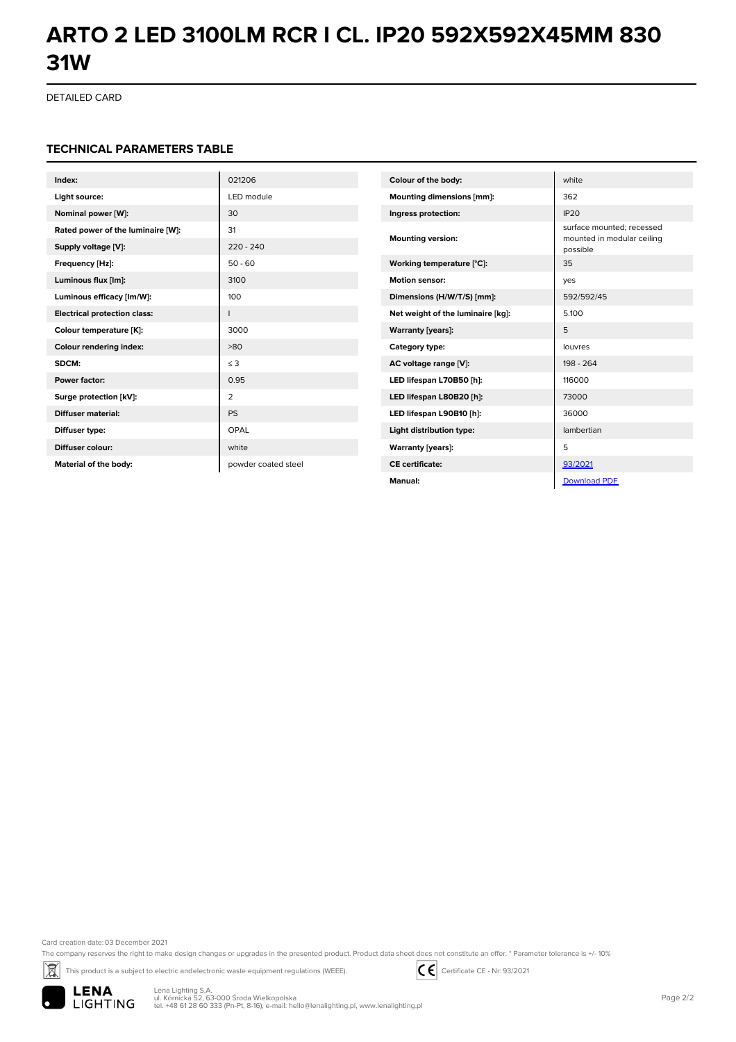# ARTO 2 LED 3100LM RCR I CL. IP20 592X592X45MM 830 31W

DETAILED CARD

### TECHNICAL PARAMETERS TABLE

| | |
|---|---|
| **Index:** | 021206 |
| **Light source:** | LED module |
| **Nominal power [W]:** | 30 |
| **Rated power of the luminaire [W]:** | 31 |
| **Supply voltage [V]:** | 220 - 240 |
| **Frequency [Hz]:** | 50 - 60 |
| **Luminous flux [lm]:** | 3100 |
| **Luminous efficacy [lm/W]:** | 100 |
| **Electrical protection class:** | I |
| **Colour temperature [K]:** | 3000 |
| **Colour rendering index:** | >80 |
| **SDCM:** | ≤ 3 |
| **Power factor:** | 0.95 |
| **Surge protection [kV]:** | 2 |
| **Diffuser material:** | PS |
| **Diffuser type:** | OPAL |
| **Diffuser colour:** | white |
| **Material of the body:** | powder coated steel |
| **Colour of the body:** | white |
| **Mounting dimensions [mm]:** | 362 |
| **Ingress protection:** | IP20 |
| **Mounting version:** | surface mounted; recessed mounted in modular ceiling possible |
| **Working temperature [°C]:** | 35 |
| **Motion sensor:** | yes |
| **Dimensions (H/W/T/S) [mm]:** | 592/592/45 |
| **Net weight of the luminaire [kg]:** | 5.100 |
| **Warranty [years]:** | 5 |
| **Category type:** | louvres |
| **AC voltage range [V]:** | 198 - 264 |
| **LED lifespan L70B50 [h]:** | 116000 |
| **LED lifespan L80B20 [h]:** | 73000 |
| **LED lifespan L90B10 [h]:** | 36000 |
| **Light distribution type:** | lambertian |
| **Warranty [years]:** | 5 |
| **CE certificate:** | 93/2021 |
| **Manual:** | Download PDF |

Card creation date: 03 December 2021

The company reserves the right to make design changes or upgrades in the presented product. Product data sheet does not constitute an offer. * Parameter tolerance is +/- 10%

This product is a subject to electric andelectronic waste equipment regulations (WEEE).

Certificate CE - Nr: 93/2021

Lena Lighting S.A.
ul. Kórnicka 52, 63-000 Środa Wielkopolska
tel. +48 61 28 60 333 (Pn-Pt, 8-16), e-mail: hello@lenalighting.pl, www.lenalighting.pl